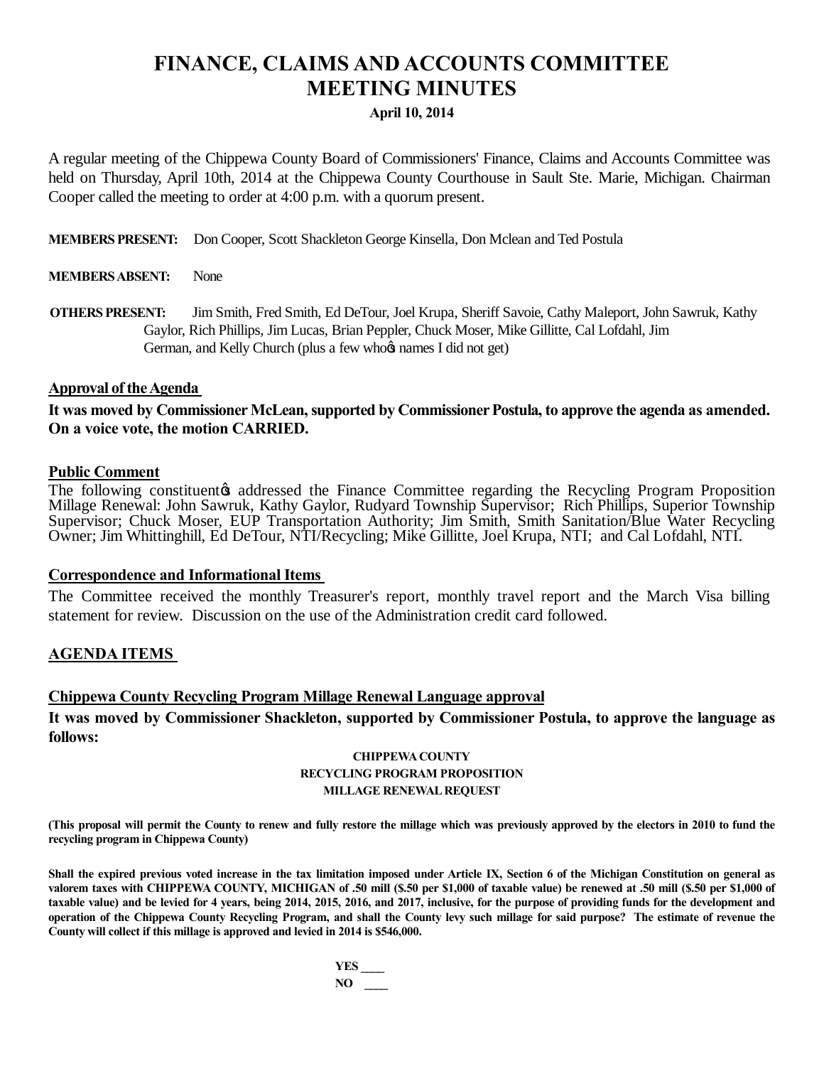# FINANCE, CLAIMS AND ACCOUNTS COMMITTEE MEETING MINUTES

**April 10, 2014**

A regular meeting of the Chippewa County Board of Commissioners' Finance, Claims and Accounts Committee was held on Thursday, April 10th, 2014 at the Chippewa County Courthouse in Sault Ste. Marie, Michigan. Chairman Cooper called the meeting to order at 4:00 p.m. with a quorum present.

**MEMBERS PRESENT:** Don Cooper, Scott Shackleton George Kinsella, Don Mclean and Ted Postula

**MEMBERS ABSENT:** None

**OTHERS PRESENT:** Jim Smith, Fred Smith, Ed DeTour, Joel Krupa, Sheriff Savoie, Cathy Maleport, John Sawruk, Kathy Gaylor, Rich Phillips, Jim Lucas, Brian Peppler, Chuck Moser, Mike Gillitte, Cal Lofdahl, Jim German, and Kelly Church (plus a few whoӪs names I did not get)

## Approval of the Agenda

**It was moved by Commissioner McLean, supported by Commissioner Postula, to approve the agenda as amended. On a voice vote, the motion CARRIED.**

## Public Comment

The following constituentӪs addressed the Finance Committee regarding the Recycling Program Proposition Millage Renewal: John Sawruk, Kathy Gaylor, Rudyard Township Supervisor; Rich Phillips, Superior Township Supervisor; Chuck Moser, EUP Transportation Authority; Jim Smith, Smith Sanitation/Blue Water Recycling Owner; Jim Whittinghill, Ed DeTour, NTI/Recycling; Mike Gillitte, Joel Krupa, NTI; and Cal Lofdahl, NTI.

## Correspondence and Informational Items

The Committee received the monthly Treasurer's report, monthly travel report and the March Visa billing statement for review. Discussion on the use of the Administration credit card followed.

## AGENDA ITEMS

### Chippewa County Recycling Program Millage Renewal Language approval

**It was moved by Commissioner Shackleton, supported by Commissioner Postula, to approve the language as follows:**

**CHIPPEWA COUNTY**
**RECYCLING PROGRAM PROPOSITION**
**MILLAGE RENEWAL REQUEST**

**(This proposal will permit the County to renew and fully restore the millage which was previously approved by the electors in 2010 to fund the recycling program in Chippewa County)**

**Shall the expired previous voted increase in the tax limitation imposed under Article IX, Section 6 of the Michigan Constitution on general as valorem taxes with CHIPPEWA COUNTY, MICHIGAN of .50 mill ($.50 per $1,000 of taxable value) be renewed at .50 mill ($.50 per $1,000 of taxable value) and be levied for 4 years, being 2014, 2015, 2016, and 2017, inclusive, for the purpose of providing funds for the development and operation of the Chippewa County Recycling Program, and shall the County levy such millage for said purpose? The estimate of revenue the County will collect if this millage is approved and levied in 2014 is $546,000.**

**YES \_\_\_\_**
**NO \_\_\_\_**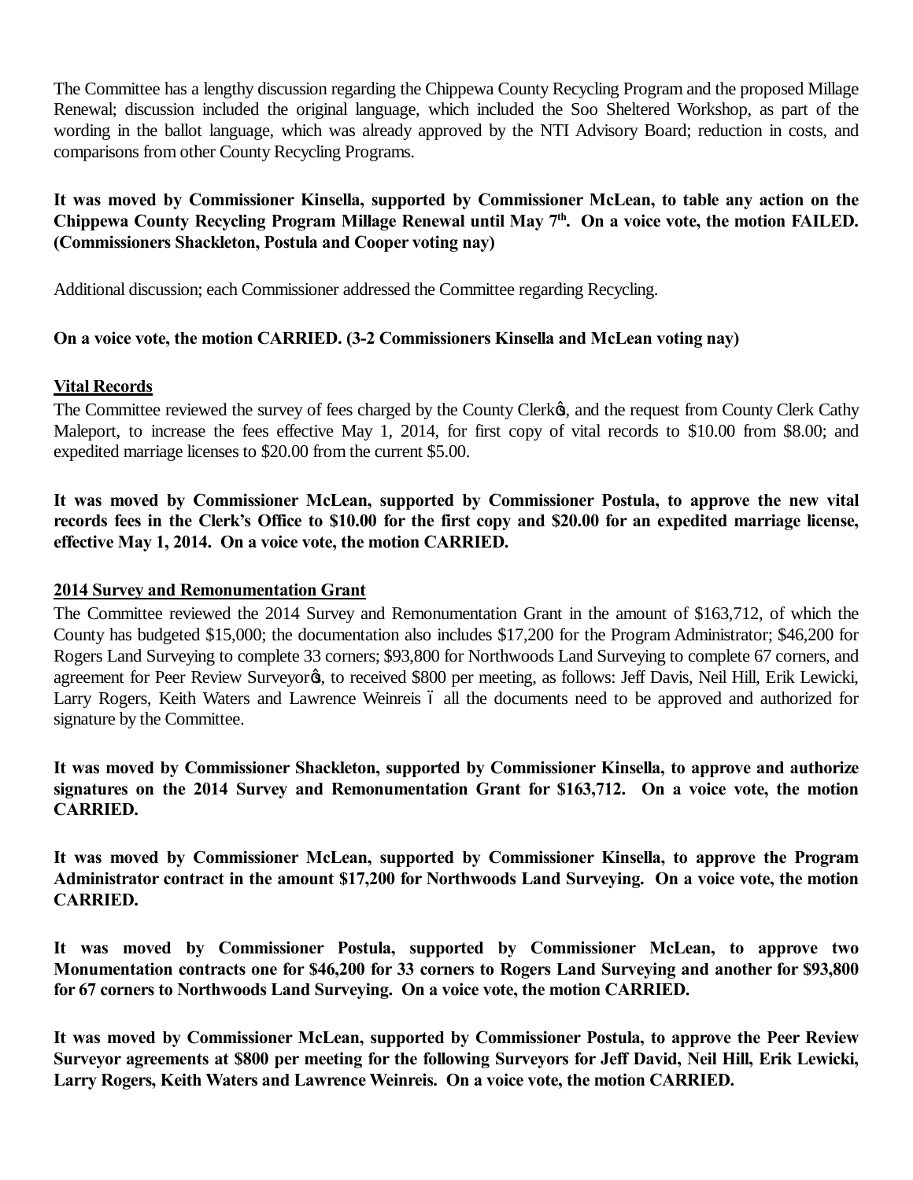The Committee has a lengthy discussion regarding the Chippewa County Recycling Program and the proposed Millage Renewal; discussion included the original language, which included the Soo Sheltered Workshop, as part of the wording in the ballot language, which was already approved by the NTI Advisory Board; reduction in costs, and comparisons from other County Recycling Programs.

**It was moved by Commissioner Kinsella, supported by Commissioner McLean, to table any action on the Chippewa County Recycling Program Millage Renewal until May 7th. On a voice vote, the motion FAILED. (Commissioners Shackleton, Postula and Cooper voting nay)**

Additional discussion; each Commissioner addressed the Committee regarding Recycling.

**On a voice vote, the motion CARRIED. (3-2 Commissioners Kinsella and McLean voting nay)**

**Vital Records**

The Committee reviewed the survey of fees charged by the County Clerk's, and the request from County Clerk Cathy Maleport, to increase the fees effective May 1, 2014, for first copy of vital records to \$10.00 from \$8.00; and expedited marriage licenses to \$20.00 from the current \$5.00.

**It was moved by Commissioner McLean, supported by Commissioner Postula, to approve the new vital records fees in the Clerk's Office to \$10.00 for the first copy and \$20.00 for an expedited marriage license, effective May 1, 2014. On a voice vote, the motion CARRIED.**

**2014 Survey and Remonumentation Grant**

The Committee reviewed the 2014 Survey and Remonumentation Grant in the amount of \$163,712, of which the County has budgeted \$15,000; the documentation also includes \$17,200 for the Program Administrator; \$46,200 for Rogers Land Surveying to complete 33 corners; \$93,800 for Northwoods Land Surveying to complete 67 corners, and agreement for Peer Review Surveyor's, to received \$800 per meeting, as follows: Jeff Davis, Neil Hill, Erik Lewicki, Larry Rogers, Keith Waters and Lawrence Weinreis – all the documents need to be approved and authorized for signature by the Committee.

**It was moved by Commissioner Shackleton, supported by Commissioner Kinsella, to approve and authorize signatures on the 2014 Survey and Remonumentation Grant for \$163,712. On a voice vote, the motion CARRIED.**

**It was moved by Commissioner McLean, supported by Commissioner Kinsella, to approve the Program Administrator contract in the amount \$17,200 for Northwoods Land Surveying. On a voice vote, the motion CARRIED.**

**It was moved by Commissioner Postula, supported by Commissioner McLean, to approve two Monumentation contracts one for \$46,200 for 33 corners to Rogers Land Surveying and another for \$93,800 for 67 corners to Northwoods Land Surveying. On a voice vote, the motion CARRIED.**

**It was moved by Commissioner McLean, supported by Commissioner Postula, to approve the Peer Review Surveyor agreements at \$800 per meeting for the following Surveyors for Jeff David, Neil Hill, Erik Lewicki, Larry Rogers, Keith Waters and Lawrence Weinreis. On a voice vote, the motion CARRIED.**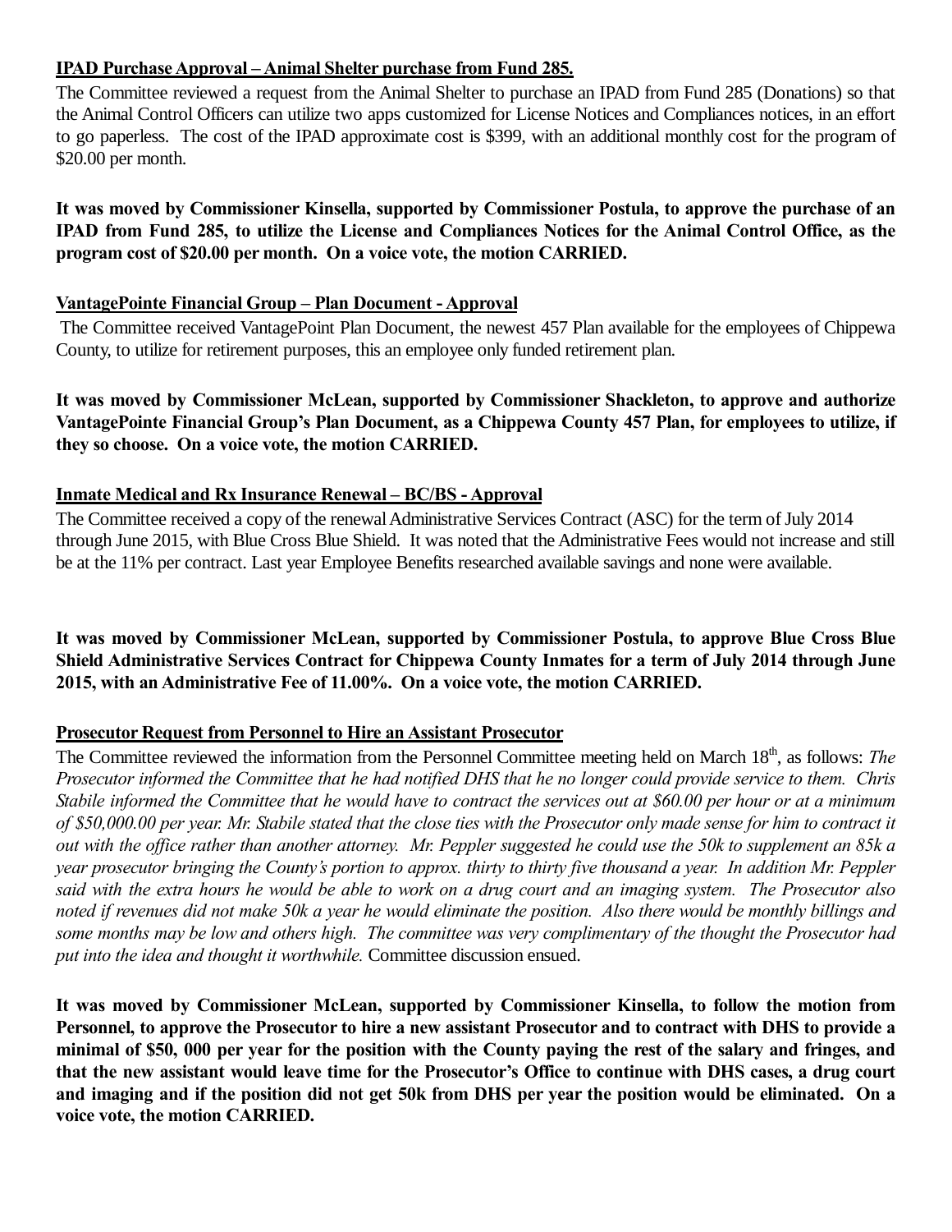**<u>IPAD Purchase Approval – Animal Shelter purchase from Fund 285.</u>**

The Committee reviewed a request from the Animal Shelter to purchase an IPAD from Fund 285 (Donations) so that the Animal Control Officers can utilize two apps customized for License Notices and Compliances notices, in an effort to go paperless. The cost of the IPAD approximate cost is $399, with an additional monthly cost for the program of $20.00 per month.

**It was moved by Commissioner Kinsella, supported by Commissioner Postula, to approve the purchase of an IPAD from Fund 285, to utilize the License and Compliances Notices for the Animal Control Office, as the program cost of $20.00 per month. On a voice vote, the motion CARRIED.**

**<u>VantagePointe Financial Group – Plan Document - Approval</u>**

The Committee received VantagePoint Plan Document, the newest 457 Plan available for the employees of Chippewa County, to utilize for retirement purposes, this an employee only funded retirement plan.

**It was moved by Commissioner McLean, supported by Commissioner Shackleton, to approve and authorize VantagePointe Financial Group's Plan Document, as a Chippewa County 457 Plan, for employees to utilize, if they so choose. On a voice vote, the motion CARRIED.**

**<u>Inmate Medical and Rx Insurance Renewal – BC/BS - Approval</u>**

The Committee received a copy of the renewal Administrative Services Contract (ASC) for the term of July 2014 through June 2015, with Blue Cross Blue Shield. It was noted that the Administrative Fees would not increase and still be at the 11% per contract. Last year Employee Benefits researched available savings and none were available.

**It was moved by Commissioner McLean, supported by Commissioner Postula, to approve Blue Cross Blue Shield Administrative Services Contract for Chippewa County Inmates for a term of July 2014 through June 2015, with an Administrative Fee of 11.00%. On a voice vote, the motion CARRIED.**

**<u>Prosecutor Request from Personnel to Hire an Assistant Prosecutor</u>**

The Committee reviewed the information from the Personnel Committee meeting held on March 18th, as follows: *The Prosecutor informed the Committee that he had notified DHS that he no longer could provide service to them. Chris Stabile informed the Committee that he would have to contract the services out at $60.00 per hour or at a minimum of $50,000.00 per year. Mr. Stabile stated that the close ties with the Prosecutor only made sense for him to contract it out with the office rather than another attorney. Mr. Peppler suggested he could use the 50k to supplement an 85k a year prosecutor bringing the County's portion to approx. thirty to thirty five thousand a year. In addition Mr. Peppler said with the extra hours he would be able to work on a drug court and an imaging system. The Prosecutor also noted if revenues did not make 50k a year he would eliminate the position. Also there would be monthly billings and some months may be low and others high. The committee was very complimentary of the thought the Prosecutor had put into the idea and thought it worthwhile.* Committee discussion ensued.

**It was moved by Commissioner McLean, supported by Commissioner Kinsella, to follow the motion from Personnel, to approve the Prosecutor to hire a new assistant Prosecutor and to contract with DHS to provide a minimal of $50, 000 per year for the position with the County paying the rest of the salary and fringes, and that the new assistant would leave time for the Prosecutor's Office to continue with DHS cases, a drug court and imaging and if the position did not get 50k from DHS per year the position would be eliminated. On a voice vote, the motion CARRIED.**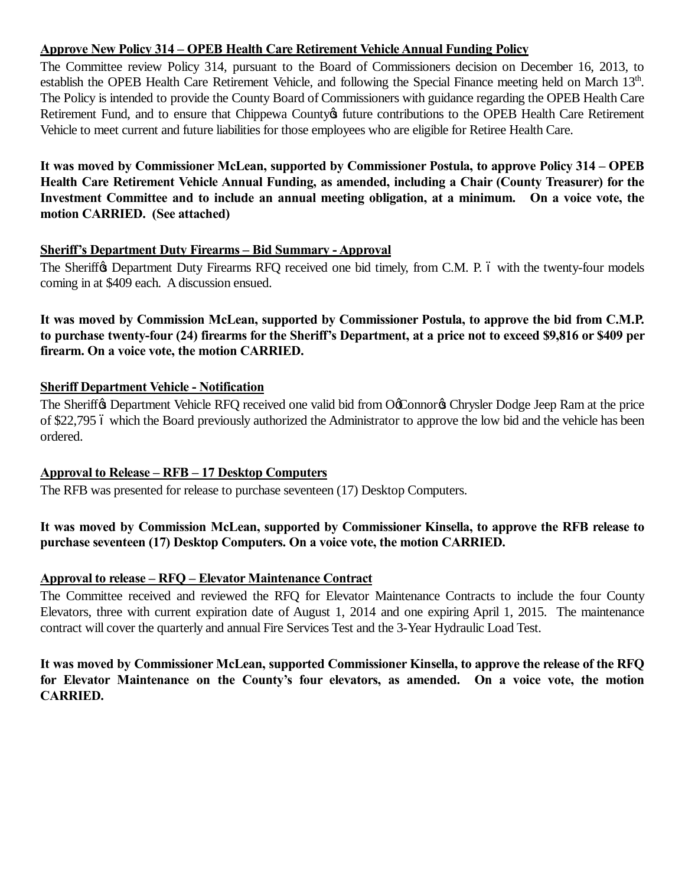**Approve New Policy 314 – OPEB Health Care Retirement Vehicle Annual Funding Policy**

The Committee review Policy 314, pursuant to the Board of Commissioners decision on December 16, 2013, to establish the OPEB Health Care Retirement Vehicle, and following the Special Finance meeting held on March 13th. The Policy is intended to provide the County Board of Commissioners with guidance regarding the OPEB Health Care Retirement Fund, and to ensure that Chippewa County's future contributions to the OPEB Health Care Retirement Vehicle to meet current and future liabilities for those employees who are eligible for Retiree Health Care.

**It was moved by Commissioner McLean, supported by Commissioner Postula, to approve Policy 314 – OPEB Health Care Retirement Vehicle Annual Funding, as amended, including a Chair (County Treasurer) for the Investment Committee and to include an annual meeting obligation, at a minimum. On a voice vote, the motion CARRIED. (See attached)**

**Sheriff's Department Duty Firearms – Bid Summary - Approval**

The Sheriff's Department Duty Firearms RFQ received one bid timely, from C.M. P. – with the twenty-four models coming in at $409 each. A discussion ensued.

**It was moved by Commission McLean, supported by Commissioner Postula, to approve the bid from C.M.P. to purchase twenty-four (24) firearms for the Sheriff's Department, at a price not to exceed $9,816 or $409 per firearm. On a voice vote, the motion CARRIED.**

**Sheriff Department Vehicle - Notification**

The Sheriff's Department Vehicle RFQ received one valid bid from O'Connor's Chrysler Dodge Jeep Ram at the price of $22,795 – which the Board previously authorized the Administrator to approve the low bid and the vehicle has been ordered.

**Approval to Release – RFB – 17 Desktop Computers**

The RFB was presented for release to purchase seventeen (17) Desktop Computers.

**It was moved by Commission McLean, supported by Commissioner Kinsella, to approve the RFB release to purchase seventeen (17) Desktop Computers. On a voice vote, the motion CARRIED.**

**Approval to release – RFQ – Elevator Maintenance Contract**

The Committee received and reviewed the RFQ for Elevator Maintenance Contracts to include the four County Elevators, three with current expiration date of August 1, 2014 and one expiring April 1, 2015. The maintenance contract will cover the quarterly and annual Fire Services Test and the 3-Year Hydraulic Load Test.

**It was moved by Commissioner McLean, supported Commissioner Kinsella, to approve the release of the RFQ for Elevator Maintenance on the County's four elevators, as amended. On a voice vote, the motion CARRIED.**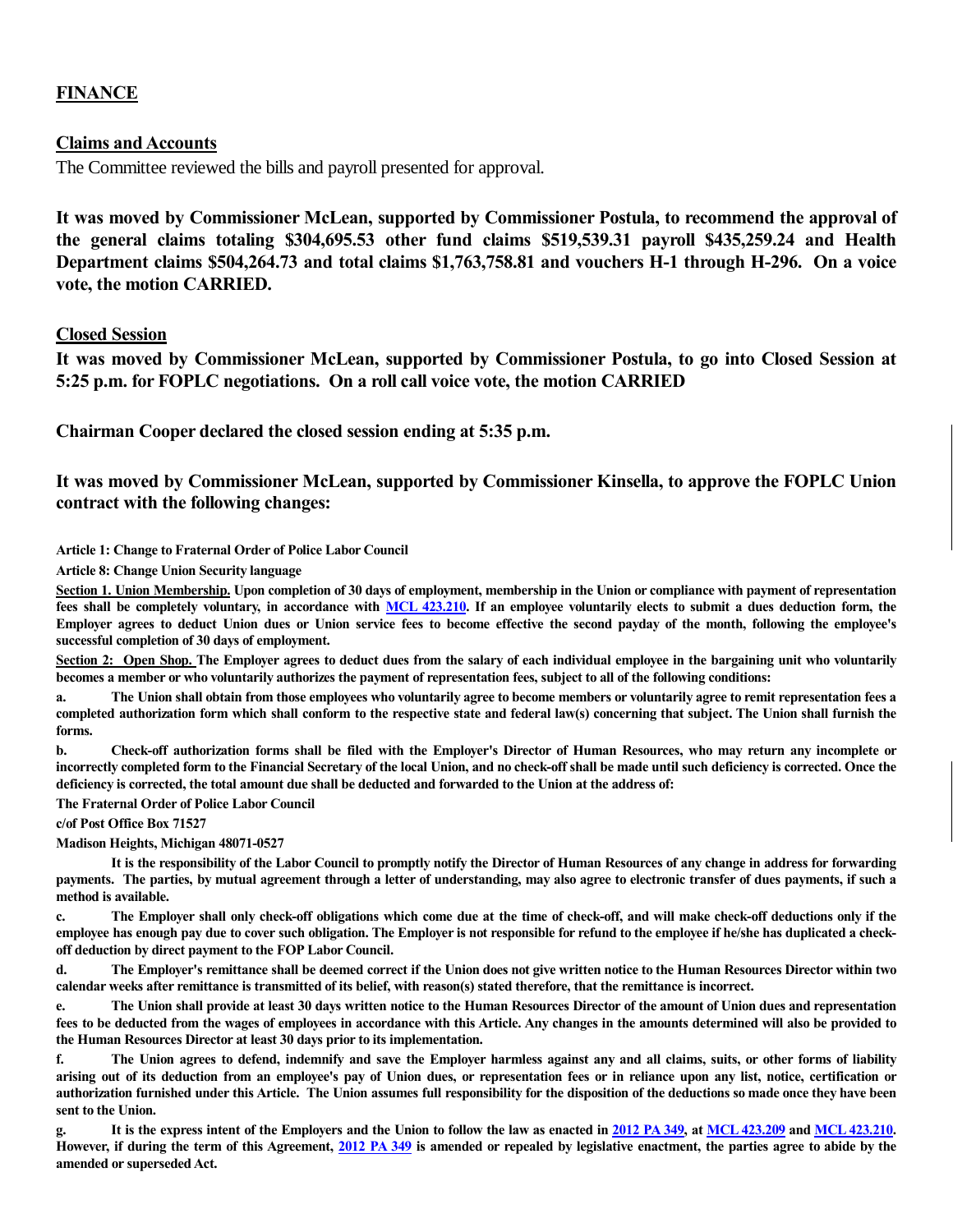## FINANCE

### Claims and Accounts

The Committee reviewed the bills and payroll presented for approval.

**It was moved by Commissioner McLean, supported by Commissioner Postula, to recommend the approval of the general claims totaling $304,695.53 other fund claims $519,539.31 payroll $435,259.24 and Health Department claims $504,264.73 and total claims $1,763,758.81 and vouchers H-1 through H-296. On a voice vote, the motion CARRIED.**

### Closed Session

**It was moved by Commissioner McLean, supported by Commissioner Postula, to go into Closed Session at 5:25 p.m. for FOPLC negotiations. On a roll call voice vote, the motion CARRIED**

**Chairman Cooper declared the closed session ending at 5:35 p.m.**

**It was moved by Commissioner McLean, supported by Commissioner Kinsella, to approve the FOPLC Union contract with the following changes:**

**Article 1: Change to Fraternal Order of Police Labor Council**

**Article 8: Change Union Security language**

**Section 1. Union Membership. Upon completion of 30 days of employment, membership in the Union or compliance with payment of representation fees shall be completely voluntary, in accordance with MCL 423.210. If an employee voluntarily elects to submit a dues deduction form, the Employer agrees to deduct Union dues or Union service fees to become effective the second payday of the month, following the employee's successful completion of 30 days of employment.**

**Section 2: Open Shop. The Employer agrees to deduct dues from the salary of each individual employee in the bargaining unit who voluntarily becomes a member or who voluntarily authorizes the payment of representation fees, subject to all of the following conditions:**

**a. The Union shall obtain from those employees who voluntarily agree to become members or voluntarily agree to remit representation fees a completed authorization form which shall conform to the respective state and federal law(s) concerning that subject. The Union shall furnish the forms.**

**b. Check-off authorization forms shall be filed with the Employer's Director of Human Resources, who may return any incomplete or incorrectly completed form to the Financial Secretary of the local Union, and no check-off shall be made until such deficiency is corrected. Once the deficiency is corrected, the total amount due shall be deducted and forwarded to the Union at the address of:**

**The Fraternal Order of Police Labor Council**
**c/of Post Office Box 71527**
**Madison Heights, Michigan 48071-0527**

**It is the responsibility of the Labor Council to promptly notify the Director of Human Resources of any change in address for forwarding payments. The parties, by mutual agreement through a letter of understanding, may also agree to electronic transfer of dues payments, if such a method is available.**

**c. The Employer shall only check-off obligations which come due at the time of check-off, and will make check-off deductions only if the employee has enough pay due to cover such obligation. The Employer is not responsible for refund to the employee if he/she has duplicated a check-off deduction by direct payment to the FOP Labor Council.**

**d. The Employer's remittance shall be deemed correct if the Union does not give written notice to the Human Resources Director within two calendar weeks after remittance is transmitted of its belief, with reason(s) stated therefore, that the remittance is incorrect.**

**e. The Union shall provide at least 30 days written notice to the Human Resources Director of the amount of Union dues and representation fees to be deducted from the wages of employees in accordance with this Article. Any changes in the amounts determined will also be provided to the Human Resources Director at least 30 days prior to its implementation.**

**f. The Union agrees to defend, indemnify and save the Employer harmless against any and all claims, suits, or other forms of liability arising out of its deduction from an employee's pay of Union dues, or representation fees or in reliance upon any list, notice, certification or authorization furnished under this Article. The Union assumes full responsibility for the disposition of the deductions so made once they have been sent to the Union.**

**g. It is the express intent of the Employers and the Union to follow the law as enacted in 2012 PA 349, at MCL 423.209 and MCL 423.210. However, if during the term of this Agreement, 2012 PA 349 is amended or repealed by legislative enactment, the parties agree to abide by the amended or superseded Act.**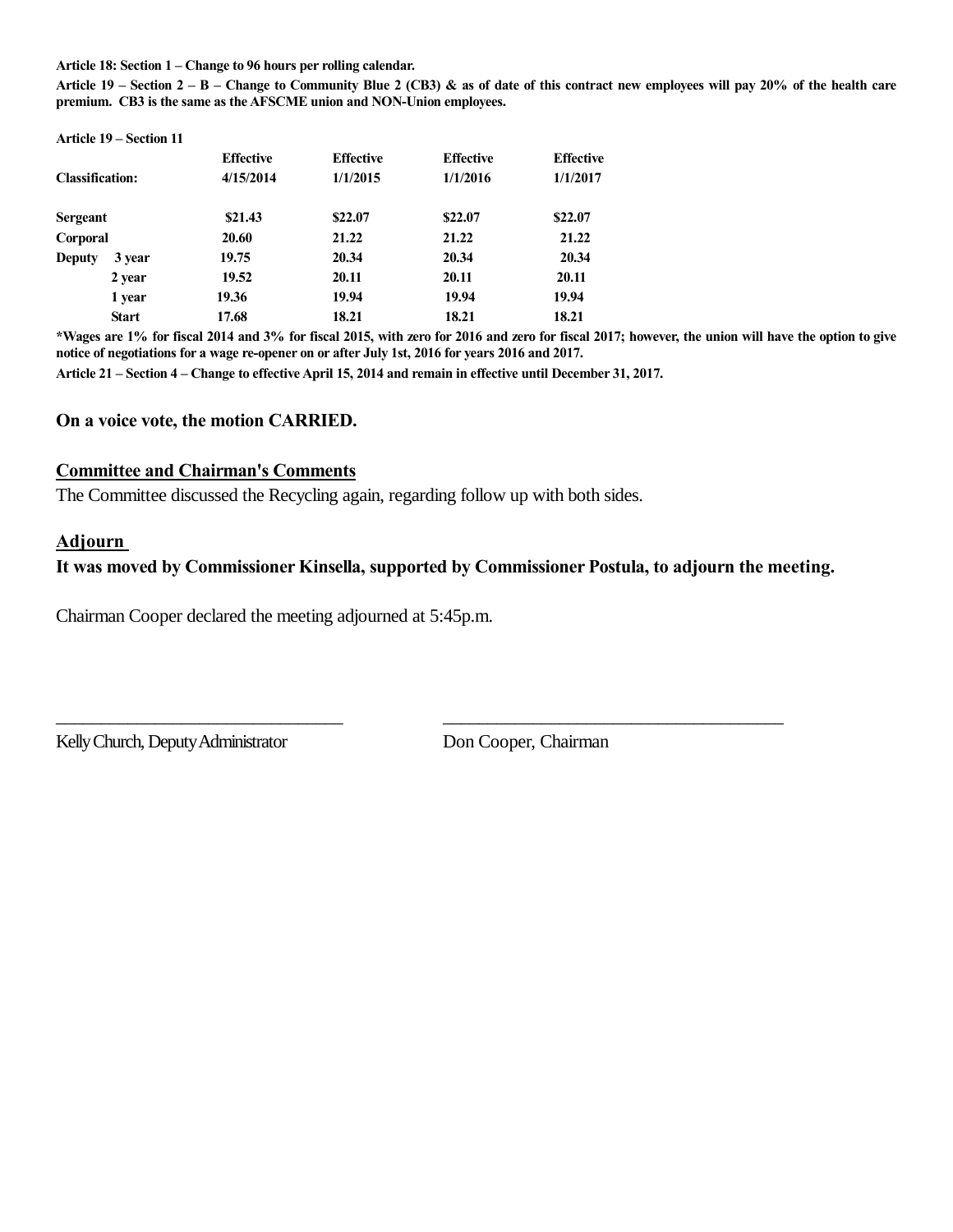**Article 18: Section 1 – Change to 96 hours per rolling calendar.**

**Article 19 – Section 2 – B – Change to Community Blue 2 (CB3) & as of date of this contract new employees will pay 20% of the health care premium. CB3 is the same as the AFSCME union and NON-Union employees.**

**Article 19 – Section 11**

| Classification: | | Effective 4/15/2014 | Effective 1/1/2015 | Effective 1/1/2016 | Effective 1/1/2017 |
|---|---|---|---|---|---|
| Sergeant | | $21.43 | $22.07 | $22.07 | $22.07 |
| Corporal | | 20.60 | 21.22 | 21.22 | 21.22 |
| Deputy | 3 year | 19.75 | 20.34 | 20.34 | 20.34 |
| | 2 year | 19.52 | 20.11 | 20.11 | 20.11 |
| | 1 year | 19.36 | 19.94 | 19.94 | 19.94 |
| | Start | 17.68 | 18.21 | 18.21 | 18.21 |

**\*Wages are 1% for fiscal 2014 and 3% for fiscal 2015, with zero for 2016 and zero for fiscal 2017; however, the union will have the option to give notice of negotiations for a wage re-opener on or after July 1st, 2016 for years 2016 and 2017.**

**Article 21 – Section 4 – Change to effective April 15, 2014 and remain in effective until December 31, 2017.**

**On a voice vote, the motion CARRIED.**

## Committee and Chairman's Comments

The Committee discussed the Recycling again, regarding follow up with both sides.

## Adjourn

**It was moved by Commissioner Kinsella, supported by Commissioner Postula, to adjourn the meeting.**

Chairman Cooper declared the meeting adjourned at 5:45p.m.

_______________________________ Kelly Church, Deputy Administrator

_______________________________ Don Cooper, Chairman